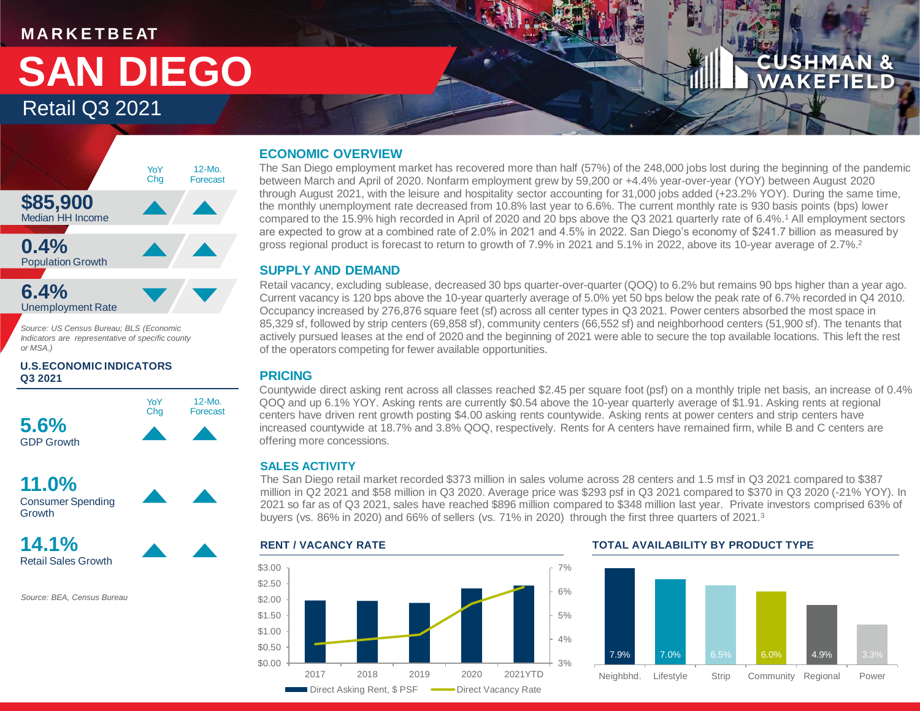# MARKETBEAT

# SAN DIEGO

## Retail Q3 2021

| | YoY Chg | 12-Mo. Forecast |
|---|---|---|
| **$85,900** Median HH Income | ▲ | ▲ |
| **0.4%** Population Growth | ▲ | ▲ |
| **6.4%** Unemployment Rate | ▼ | ▼ |

*Source: US Census Bureau; BLS (Economic Indicators are representative of specific county or MSA.)*

### U.S.ECONOMIC INDICATORS Q3 2021

| | YoY Chg | 12-Mo. Forecast |
|---|---|---|
| **5.6%** GDP Growth | ▲ | ▲ |
| **11.0%** Consumer Spending Growth | ▲ | ▲ |
| **14.1%** Retail Sales Growth | ▲ | ▲ |

*Source: BEA, Census Bureau*

### ECONOMIC OVERVIEW

The San Diego employment market has recovered more than half (57%) of the 248,000 jobs lost during the beginning of the pandemic between March and April of 2020. Nonfarm employment grew by 59,200 or +4.4% year-over-year (YOY) between August 2020 through August 2021, with the leisure and hospitality sector accounting for 31,000 jobs added (+23.2% YOY). During the same time, the monthly unemployment rate decreased from 10.8% last year to 6.6%. The current monthly rate is 930 basis points (bps) lower compared to the 15.9% high recorded in April of 2020 and 20 bps above the Q3 2021 quarterly rate of 6.4%.[1] All employment sectors are expected to grow at a combined rate of 2.0% in 2021 and 4.5% in 2022. San Diego's economy of $241.7 billion as measured by gross regional product is forecast to return to growth of 7.9% in 2021 and 5.1% in 2022, above its 10-year average of 2.7%.[2]

### SUPPLY AND DEMAND

Retail vacancy, excluding sublease, decreased 30 bps quarter-over-quarter (QOQ) to 6.2% but remains 90 bps higher than a year ago. Current vacancy is 120 bps above the 10-year quarterly average of 5.0% yet 50 bps below the peak rate of 6.7% recorded in Q4 2010. Occupancy increased by 276,876 square feet (sf) across all center types in Q3 2021. Power centers absorbed the most space in 85,329 sf, followed by strip centers (69,858 sf), community centers (66,552 sf) and neighborhood centers (51,900 sf). The tenants that actively pursued leases at the end of 2020 and the beginning of 2021 were able to secure the top available locations. This left the rest of the operators competing for fewer available opportunities.

### PRICING

Countywide direct asking rent across all classes reached $2.45 per square foot (psf) on a monthly triple net basis, an increase of 0.4% QOQ and up 6.1% YOY. Asking rents are currently $0.54 above the 10-year quarterly average of $1.91. Asking rents at regional centers have driven rent growth posting $4.00 asking rents countywide. Asking rents at power centers and strip centers have increased countywide at 18.7% and 3.8% QOQ, respectively. Rents for A centers have remained firm, while B and C centers are offering more concessions.

### SALES ACTIVITY

The San Diego retail market recorded $373 million in sales volume across 28 centers and 1.5 msf in Q3 2021 compared to $387 million in Q2 2021 and $58 million in Q3 2020. Average price was $293 psf in Q3 2021 compared to $370 in Q3 2020 (-21% YOY). In 2021 so far as of Q3 2021, sales have reached $896 million compared to $348 million last year. Private investors comprised 63% of buyers (vs. 86% in 2020) and 66% of sellers (vs. 71% in 2020) through the first three quarters of 2021.[3]

### RENT / VACANCY RATE

Direct Asking Rent, $ PSF; Direct Vacancy Rate

Years: 2017, 2018, 2019, 2020, 2021YTD

### TOTAL AVAILABILITY BY PRODUCT TYPE

| Neighbhd. | Lifestyle | Strip | Community | Regional | Power |
|---|---|---|---|---|---|
| 7.9% | 7.0% | 6.5% | 6.0% | 4.9% | 3.3% |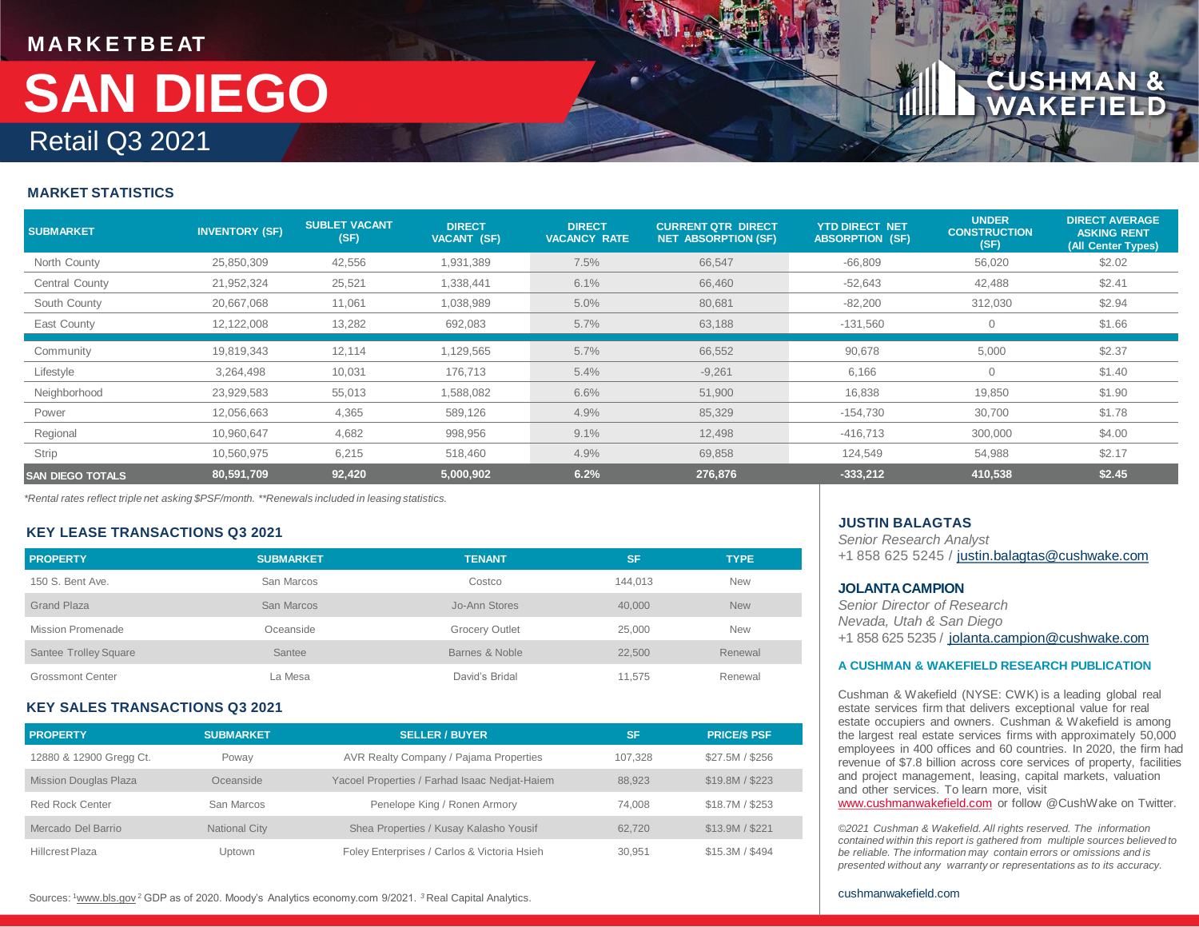# MARKETBEAT

# SAN DIEGO

## Retail Q3 2021

### MARKET STATISTICS

| SUBMARKET | INVENTORY (SF) | SUBLET VACANT (SF) | DIRECT VACANT (SF) | DIRECT VACANCY RATE | CURRENT QTR DIRECT NET ABSORPTION (SF) | YTD DIRECT NET ABSORPTION (SF) | UNDER CONSTRUCTION (SF) | DIRECT AVERAGE ASKING RENT (All Center Types) |
|---|---|---|---|---|---|---|---|---|
| North County | 25,850,309 | 42,556 | 1,931,389 | 7.5% | 66,547 | -66,809 | 56,020 | $2.02 |
| Central County | 21,952,324 | 25,521 | 1,338,441 | 6.1% | 66,460 | -52,643 | 42,488 | $2.41 |
| South County | 20,667,068 | 11,061 | 1,038,989 | 5.0% | 80,681 | -82,200 | 312,030 | $2.94 |
| East County | 12,122,008 | 13,282 | 692,083 | 5.7% | 63,188 | -131,560 | 0 | $1.66 |
| Community | 19,819,343 | 12,114 | 1,129,565 | 5.7% | 66,552 | 90,678 | 5,000 | $2.37 |
| Lifestyle | 3,264,498 | 10,031 | 176,713 | 5.4% | -9,261 | 6,166 | 0 | $1.40 |
| Neighborhood | 23,929,583 | 55,013 | 1,588,082 | 6.6% | 51,900 | 16,838 | 19,850 | $1.90 |
| Power | 12,056,663 | 4,365 | 589,126 | 4.9% | 85,329 | -154,730 | 30,700 | $1.78 |
| Regional | 10,960,647 | 4,682 | 998,956 | 9.1% | 12,498 | -416,713 | 300,000 | $4.00 |
| Strip | 10,560,975 | 6,215 | 518,460 | 4.9% | 69,858 | 124,549 | 54,988 | $2.17 |
| **SAN DIEGO TOTALS** | **80,591,709** | **92,420** | **5,000,902** | **6.2%** | **276,876** | **-333,212** | **410,538** | **$2.45** |

*Rental rates reflect triple net asking $PSF/month. **Renewals included in leasing statistics.*

### KEY LEASE TRANSACTIONS Q3 2021

| PROPERTY | SUBMARKET | TENANT | SF | TYPE |
|---|---|---|---|---|
| 150 S. Bent Ave. | San Marcos | Costco | 144,013 | New |
| Grand Plaza | San Marcos | Jo-Ann Stores | 40,000 | New |
| Mission Promenade | Oceanside | Grocery Outlet | 25,000 | New |
| Santee Trolley Square | Santee | Barnes & Noble | 22,500 | Renewal |
| Grossmont Center | La Mesa | David's Bridal | 11,575 | Renewal |

### KEY SALES TRANSACTIONS Q3 2021

| PROPERTY | SUBMARKET | SELLER / BUYER | SF | PRICE/$ PSF |
|---|---|---|---|---|
| 12880 & 12900 Gregg Ct. | Poway | AVR Realty Company / Pajama Properties | 107,328 | $27.5M / $256 |
| Mission Douglas Plaza | Oceanside | Yacoel Properties / Farhad Isaac Nedjat-Haiem | 88,923 | $19.8M / $223 |
| Red Rock Center | San Marcos | Penelope King / Ronen Armory | 74,008 | $18.7M / $253 |
| Mercado Del Barrio | National City | Shea Properties / Kusay Kalasho Yousif | 62,720 | $13.9M / $221 |
| Hillcrest Plaza | Uptown | Foley Enterprises / Carlos & Victoria Hsieh | 30,951 | $15.3M / $494 |

Sources: [1]www.bls.gov [2] GDP as of 2020. Moody's Analytics economy.com 9/2021. [3] Real Capital Analytics.

**JUSTIN BALAGTAS**
*Senior Research Analyst*
+1 858 625 5245 / justin.balagtas@cushwake.com

**JOLANTA CAMPION**
*Senior Director of Research*
*Nevada, Utah & San Diego*
+1 858 625 5235 / jolanta.campion@cushwake.com

**A CUSHMAN & WAKEFIELD RESEARCH PUBLICATION**

Cushman & Wakefield (NYSE: CWK) is a leading global real estate services firm that delivers exceptional value for real estate occupiers and owners. Cushman & Wakefield is among the largest real estate services firms with approximately 50,000 employees in 400 offices and 60 countries. In 2020, the firm had revenue of $7.8 billion across core services of property, facilities and project management, leasing, capital markets, valuation and other services. To learn more, visit www.cushmanwakefield.com or follow @CushWake on Twitter.

*©2021 Cushman & Wakefield. All rights reserved. The information contained within this report is gathered from multiple sources believed to be reliable. The information may contain errors or omissions and is presented without any warranty or representations as to its accuracy.*

cushmanwakefield.com